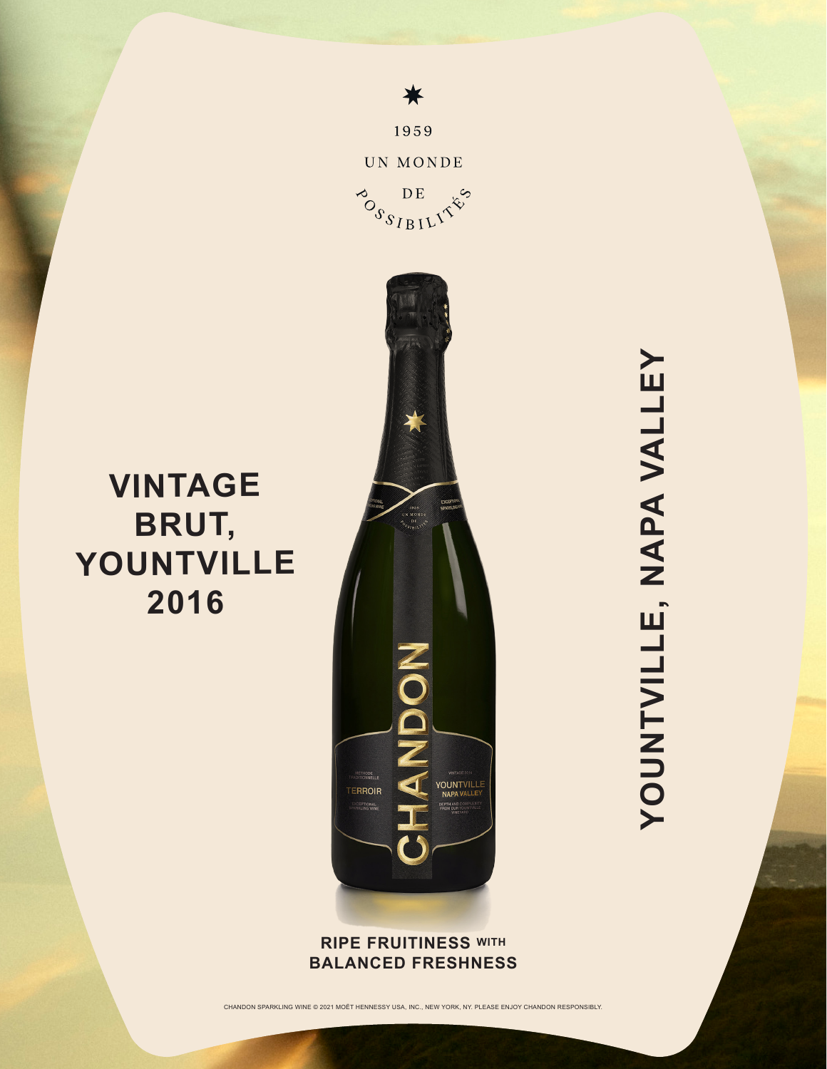1959

UN MONDE

DE

POSSIBILITÉS

# VINTAGE BRUT, YOUNTVILLE 2016

## YOUNTVILLE, NAPA VALLEY

**RIPE FRUITINESS WITH BALANCED FRESHNESS**

CHANDON SPARKLING WINE © 2021 MOËT HENNESSY USA, INC., NEW YORK, NY. PLEASE ENJOY CHANDON RESPONSIBLY.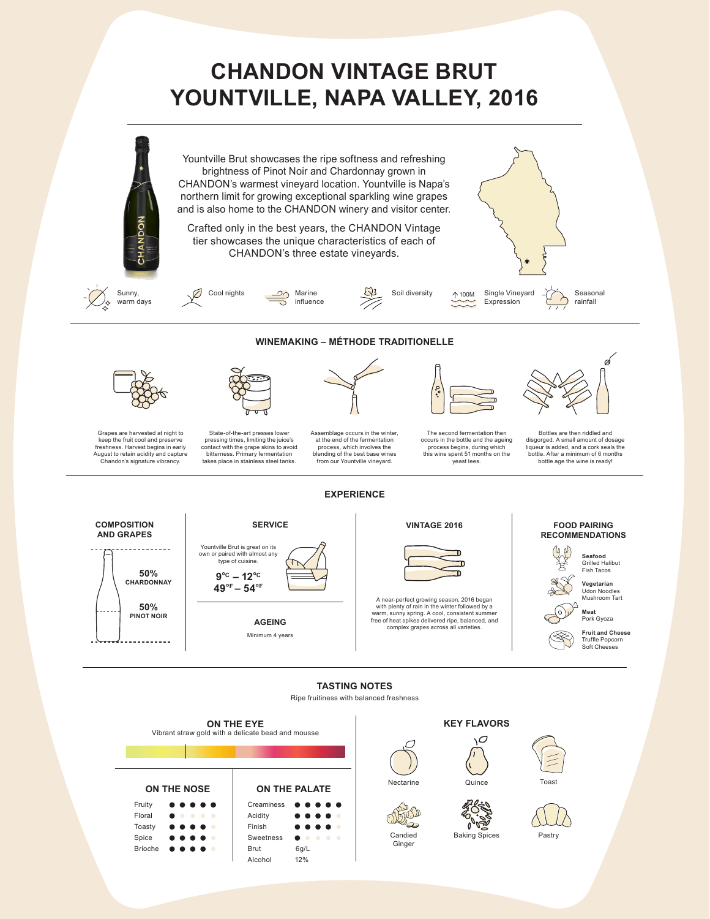# CHANDON VINTAGE BRUT
# YOUNTVILLE, NAPA VALLEY, 2016

Yountville Brut showcases the ripe softness and refreshing brightness of Pinot Noir and Chardonnay grown in CHANDON's warmest vineyard location. Yountville is Napa's northern limit for growing exceptional sparkling wine grapes and is also home to the CHANDON winery and visitor center.

Crafted only in the best years, the CHANDON Vintage tier showcases the unique characteristics of each of CHANDON's three estate vineyards.

Sunny, warm days

Cool nights

Marine influence

Soil diversity

100M Single Vineyard Expression

Seasonal rainfall

## WINEMAKING – MÉTHODE TRADITIONELLE

Grapes are harvested at night to keep the fruit cool and preserve freshness. Harvest begins in early August to retain acidity and capture Chandon's signature vibrancy.

State-of-the-art presses lower pressing times, limiting the juice's contact with the grape skins to avoid bitterness. Primary fermentation takes place in stainless steel tanks.

Assemblage occurs in the winter, at the end of the fermentation process, which involves the blending of the best base wines from our Yountville vineyard.

The second fermentation then occurs in the bottle and the ageing process begins, during which this wine spent 51 months on the yeast lees.

Bottles are then riddled and disgorged. A small amount of dosage liqueur is added, and a cork seals the bottle. After a minimum of 6 months bottle age the wine is ready!

## EXPERIENCE

### COMPOSITION AND GRAPES

50% CHARDONNAY

50% PINOT NOIR

### SERVICE

Yountville Brut is great on its own or paired with almost any type of cuisine.

9°C – 12°C
49°F – 54°F

### AGEING

Minimum 4 years

### VINTAGE 2016

A near-perfect growing season, 2016 began with plenty of rain in the winter followed by a warm, sunny spring. A cool, consistent summer free of heat spikes delivered ripe, balanced, and complex grapes across all varieties.

### FOOD PAIRING RECOMMENDATIONS

**Seafood**
Grilled Halibut
Fish Tacos

**Vegetarian**
Udon Noodles
Mushroom Tart

**Meat**
Pork Gyoza

**Fruit and Cheese**
Truffle Popcorn
Soft Cheeses

## TASTING NOTES

Ripe fruitiness with balanced freshness

### ON THE EYE

Vibrant straw gold with a delicate bead and mousse

### ON THE NOSE

| | |
|---|---|
| Fruity | ●●●●● |
| Floral | ●○○○○ |
| Toasty | ●●●●○ |
| Spice | ●●●●○ |
| Brioche | ●●●●○ |

### ON THE PALATE

| | |
|---|---|
| Creaminess | ●●●●● |
| Acidity | ●●●●○ |
| Finish | ●●●●○ |
| Sweetness | ●○○○○ |
| Brut | 6g/L |
| Alcohol | 12% |

### KEY FLAVORS

Nectarine

Quince

Toast

Candied Ginger

Baking Spices

Pastry